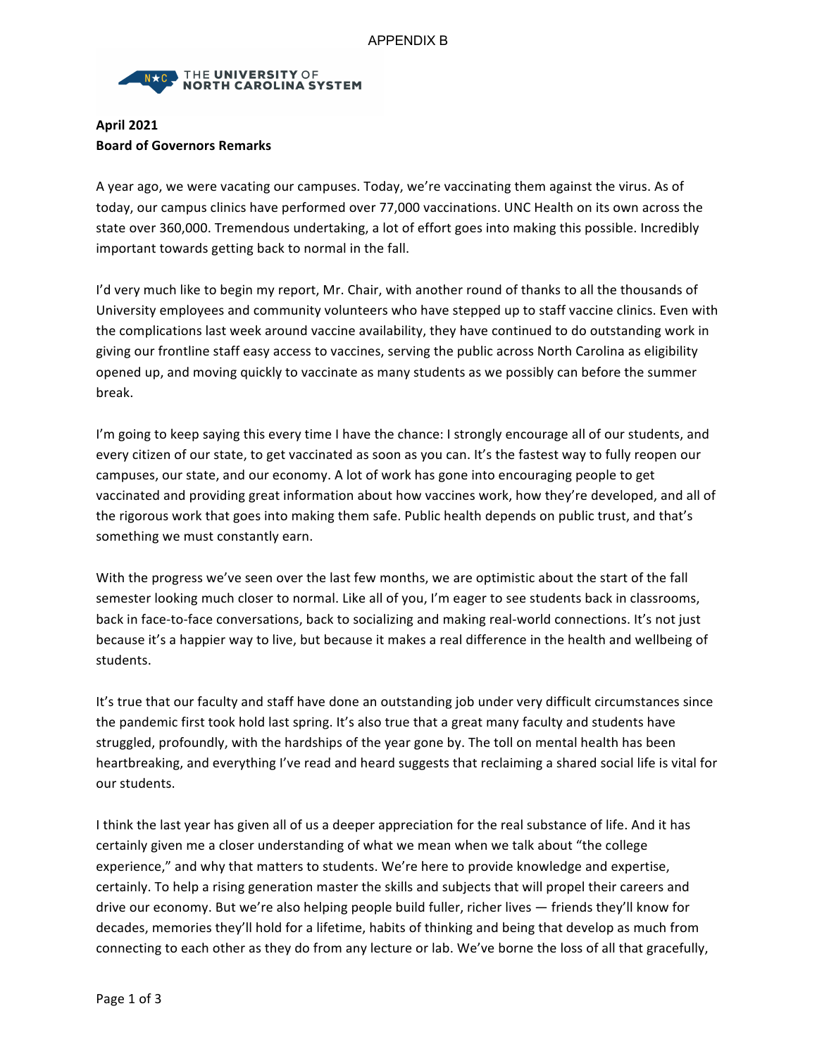APPENDIX B

THE UNIVERSITY OF NORTH CAROLINA SYSTEM

**April 2021**
**Board of Governors Remarks**

A year ago, we were vacating our campuses. Today, we're vaccinating them against the virus. As of today, our campus clinics have performed over 77,000 vaccinations. UNC Health on its own across the state over 360,000. Tremendous undertaking, a lot of effort goes into making this possible. Incredibly important towards getting back to normal in the fall.

I'd very much like to begin my report, Mr. Chair, with another round of thanks to all the thousands of University employees and community volunteers who have stepped up to staff vaccine clinics. Even with the complications last week around vaccine availability, they have continued to do outstanding work in giving our frontline staff easy access to vaccines, serving the public across North Carolina as eligibility opened up, and moving quickly to vaccinate as many students as we possibly can before the summer break.

I'm going to keep saying this every time I have the chance: I strongly encourage all of our students, and every citizen of our state, to get vaccinated as soon as you can. It's the fastest way to fully reopen our campuses, our state, and our economy. A lot of work has gone into encouraging people to get vaccinated and providing great information about how vaccines work, how they're developed, and all of the rigorous work that goes into making them safe. Public health depends on public trust, and that's something we must constantly earn.

With the progress we've seen over the last few months, we are optimistic about the start of the fall semester looking much closer to normal. Like all of you, I'm eager to see students back in classrooms, back in face-to-face conversations, back to socializing and making real-world connections. It's not just because it's a happier way to live, but because it makes a real difference in the health and wellbeing of students.

It's true that our faculty and staff have done an outstanding job under very difficult circumstances since the pandemic first took hold last spring. It's also true that a great many faculty and students have struggled, profoundly, with the hardships of the year gone by. The toll on mental health has been heartbreaking, and everything I've read and heard suggests that reclaiming a shared social life is vital for our students.

I think the last year has given all of us a deeper appreciation for the real substance of life. And it has certainly given me a closer understanding of what we mean when we talk about "the college experience," and why that matters to students. We're here to provide knowledge and expertise, certainly. To help a rising generation master the skills and subjects that will propel their careers and drive our economy. But we're also helping people build fuller, richer lives — friends they'll know for decades, memories they'll hold for a lifetime, habits of thinking and being that develop as much from connecting to each other as they do from any lecture or lab. We've borne the loss of all that gracefully,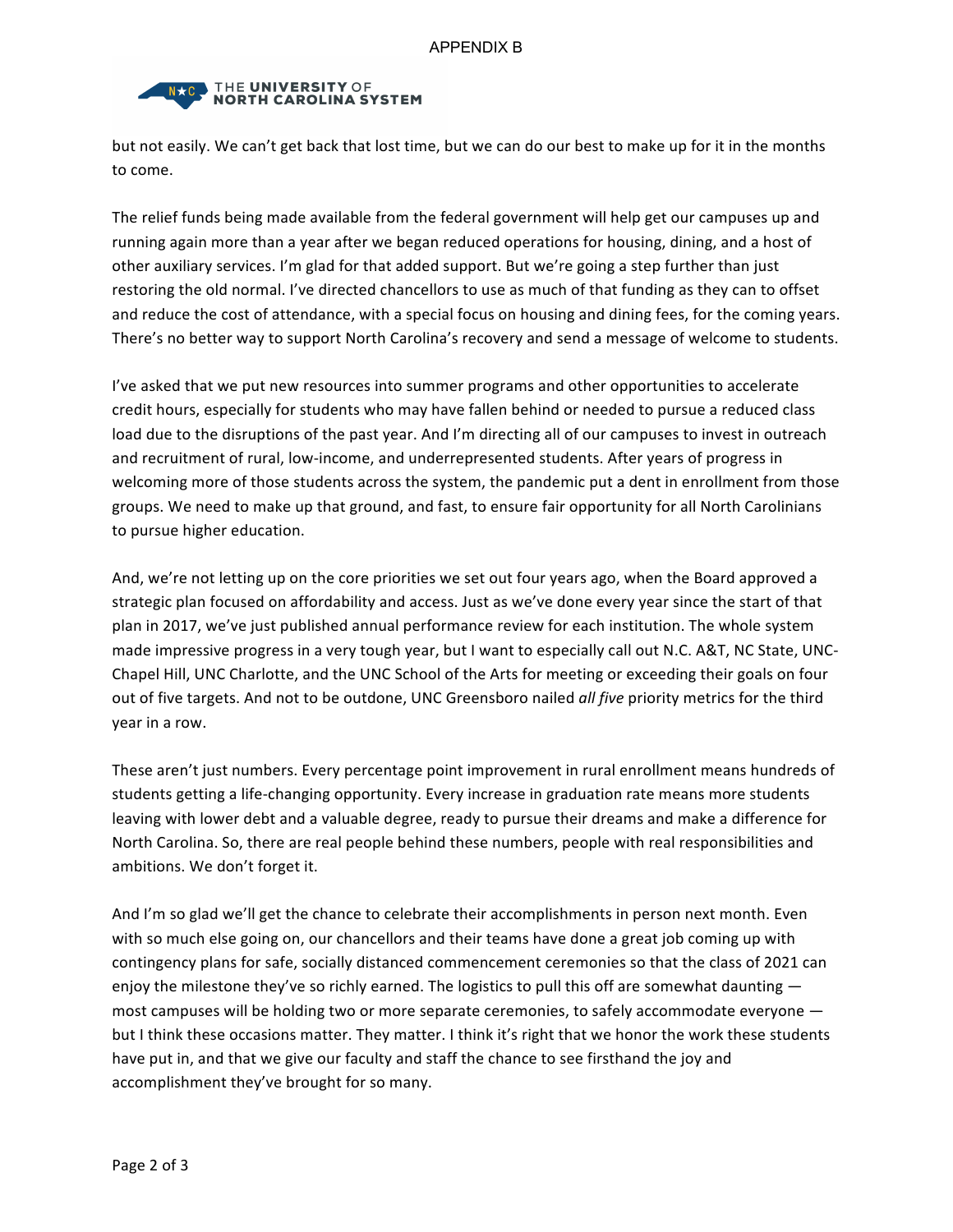but not easily. We can't get back that lost time, but we can do our best to make up for it in the months to come.

The relief funds being made available from the federal government will help get our campuses up and running again more than a year after we began reduced operations for housing, dining, and a host of other auxiliary services. I'm glad for that added support. But we're going a step further than just restoring the old normal. I've directed chancellors to use as much of that funding as they can to offset and reduce the cost of attendance, with a special focus on housing and dining fees, for the coming years. There's no better way to support North Carolina's recovery and send a message of welcome to students.

I've asked that we put new resources into summer programs and other opportunities to accelerate credit hours, especially for students who may have fallen behind or needed to pursue a reduced class load due to the disruptions of the past year. And I'm directing all of our campuses to invest in outreach and recruitment of rural, low-income, and underrepresented students. After years of progress in welcoming more of those students across the system, the pandemic put a dent in enrollment from those groups. We need to make up that ground, and fast, to ensure fair opportunity for all North Carolinians to pursue higher education.

And, we're not letting up on the core priorities we set out four years ago, when the Board approved a strategic plan focused on affordability and access. Just as we've done every year since the start of that plan in 2017, we've just published annual performance review for each institution. The whole system made impressive progress in a very tough year, but I want to especially call out N.C. A&T, NC State, UNC-Chapel Hill, UNC Charlotte, and the UNC School of the Arts for meeting or exceeding their goals on four out of five targets. And not to be outdone, UNC Greensboro nailed *all five* priority metrics for the third year in a row.

These aren't just numbers. Every percentage point improvement in rural enrollment means hundreds of students getting a life-changing opportunity. Every increase in graduation rate means more students leaving with lower debt and a valuable degree, ready to pursue their dreams and make a difference for North Carolina. So, there are real people behind these numbers, people with real responsibilities and ambitions. We don't forget it.

And I'm so glad we'll get the chance to celebrate their accomplishments in person next month. Even with so much else going on, our chancellors and their teams have done a great job coming up with contingency plans for safe, socially distanced commencement ceremonies so that the class of 2021 can enjoy the milestone they've so richly earned. The logistics to pull this off are somewhat daunting — most campuses will be holding two or more separate ceremonies, to safely accommodate everyone — but I think these occasions matter. They matter. I think it's right that we honor the work these students have put in, and that we give our faculty and staff the chance to see firsthand the joy and accomplishment they've brought for so many.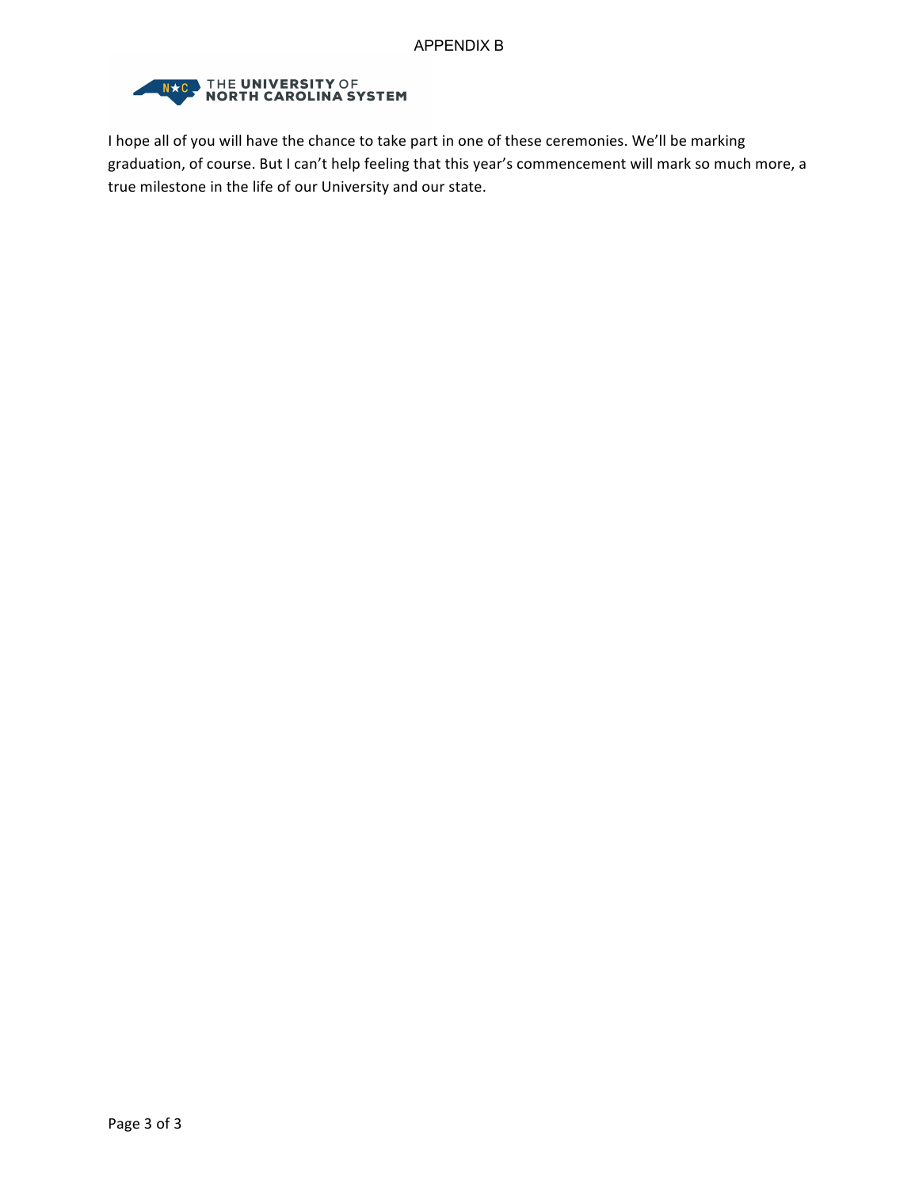I hope all of you will have the chance to take part in one of these ceremonies. We'll be marking graduation, of course. But I can't help feeling that this year's commencement will mark so much more, a true milestone in the life of our University and our state.